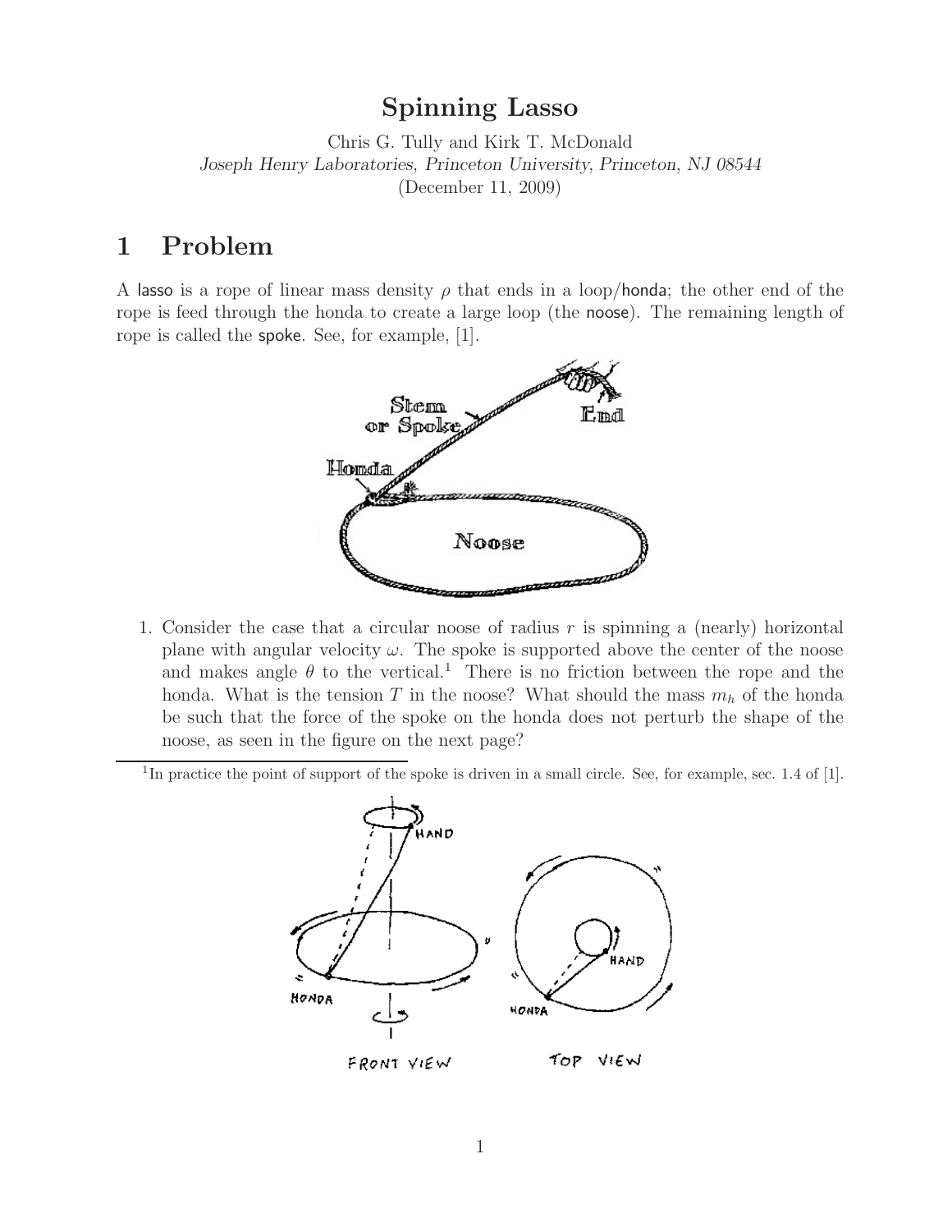# Spinning Lasso

Chris G. Tully and Kirk T. McDonald

*Joseph Henry Laboratories, Princeton University, Princeton, NJ 08544*

(December 11, 2009)

## 1 Problem

A lasso is a rope of linear mass density $\rho$ that ends in a loop/honda; the other end of the rope is feed through the honda to create a large loop (the noose). The remaining length of rope is called the spoke. See, for example, [1].

1. Consider the case that a circular noose of radius $r$ is spinning a (nearly) horizontal plane with angular velocity $\omega$. The spoke is supported above the center of the noose and makes angle $\theta$ to the vertical.[1] There is no friction between the rope and the honda. What is the tension $T$ in the noose? What should the mass $m_h$ of the honda be such that the force of the spoke on the honda does not perturb the shape of the noose, as seen in the figure on the next page?

[1] In practice the point of support of the spoke is driven in a small circle. See, for example, sec. 1.4 of [1].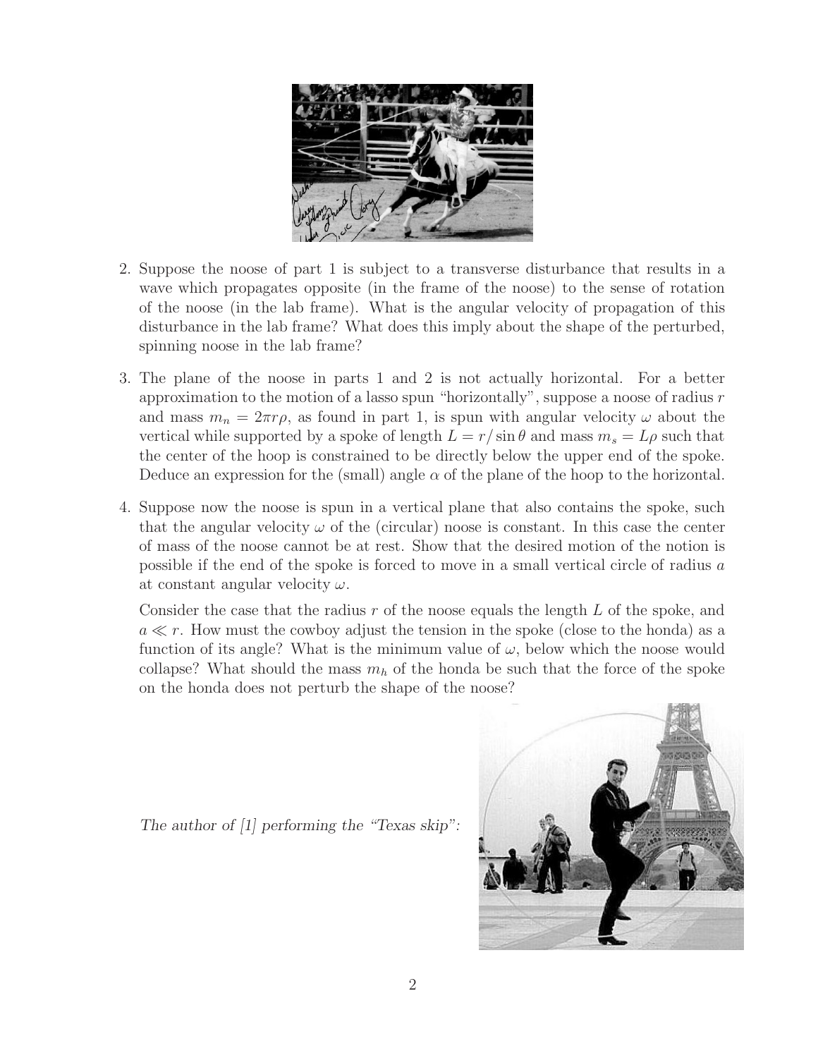2. Suppose the noose of part 1 is subject to a transverse disturbance that results in a wave which propagates opposite (in the frame of the noose) to the sense of rotation of the noose (in the lab frame). What is the angular velocity of propagation of this disturbance in the lab frame? What does this imply about the shape of the perturbed, spinning noose in the lab frame?

3. The plane of the noose in parts 1 and 2 is not actually horizontal. For a better approximation to the motion of a lasso spun "horizontally", suppose a noose of radius $r$ and mass $m_n = 2\pi r\rho$, as found in part 1, is spun with angular velocity $\omega$ about the vertical while supported by a spoke of length $L = r/\sin\theta$ and mass $m_s = L\rho$ such that the center of the hoop is constrained to be directly below the upper end of the spoke. Deduce an expression for the (small) angle $\alpha$ of the plane of the hoop to the horizontal.

4. Suppose now the noose is spun in a vertical plane that also contains the spoke, such that the angular velocity $\omega$ of the (circular) noose is constant. In this case the center of mass of the noose cannot be at rest. Show that the desired motion of the notion is possible if the end of the spoke is forced to move in a small vertical circle of radius $a$ at constant angular velocity $\omega$.

   Consider the case that the radius $r$ of the noose equals the length $L$ of the spoke, and $a \ll r$. How must the cowboy adjust the tension in the spoke (close to the honda) as a function of its angle? What is the minimum value of $\omega$, below which the noose would collapse? What should the mass $m_h$ of the honda be such that the force of the spoke on the honda does not perturb the shape of the noose?

*The author of [1] performing the "Texas skip":*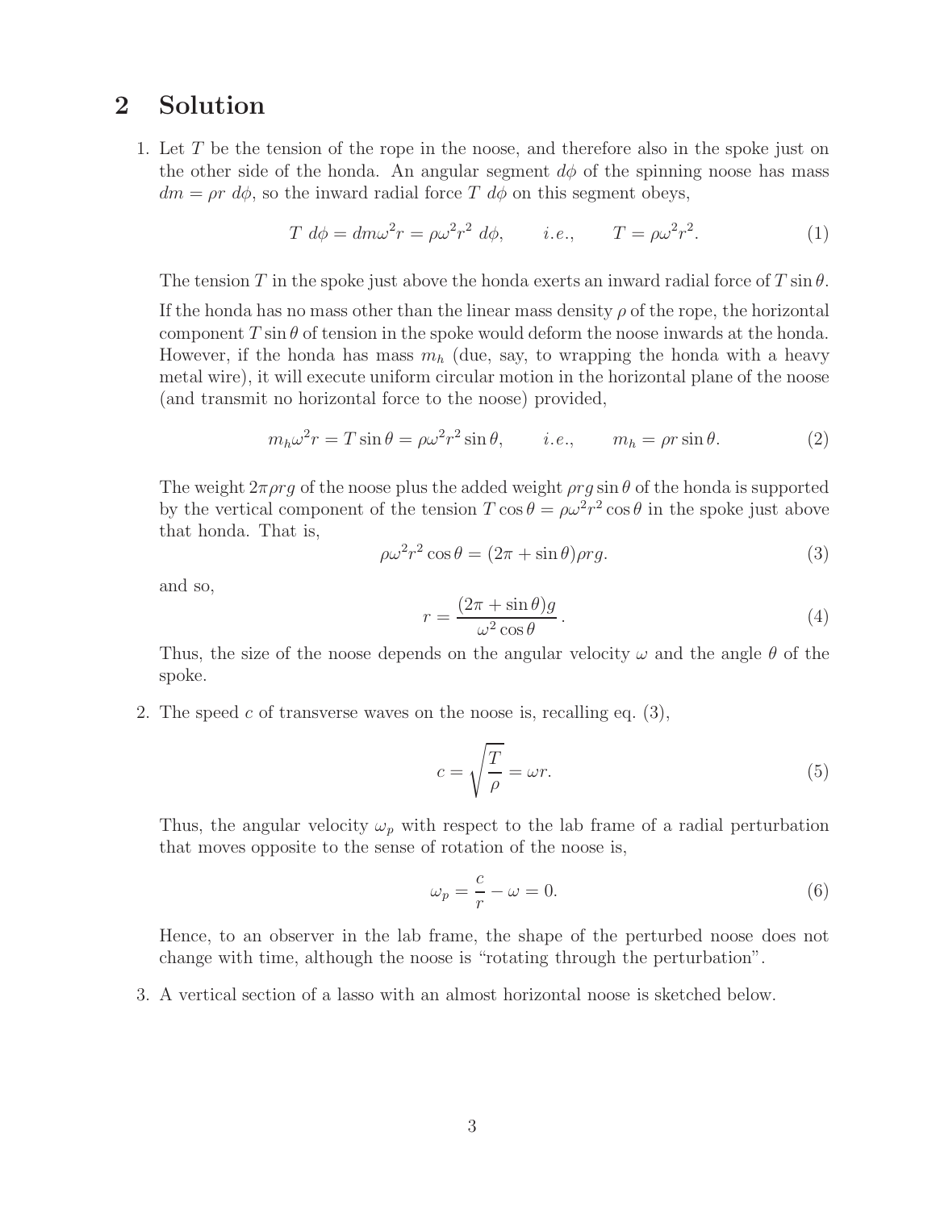## 2 Solution

1. Let $T$ be the tension of the rope in the noose, and therefore also in the spoke just on the other side of the honda. An angular segment $d\phi$ of the spinning noose has mass $dm = \rho r \; d\phi$, so the inward radial force $T \; d\phi$ on this segment obeys,

$$T \; d\phi = dm \omega^2 r = \rho \omega^2 r^2 \; d\phi, \qquad i.e., \qquad T = \rho \omega^2 r^2. \tag{1}$$

The tension $T$ in the spoke just above the honda exerts an inward radial force of $T \sin\theta$.

If the honda has no mass other than the linear mass density $\rho$ of the rope, the horizontal component $T \sin\theta$ of tension in the spoke would deform the noose inwards at the honda. However, if the honda has mass $m_h$ (due, say, to wrapping the honda with a heavy metal wire), it will execute uniform circular motion in the horizontal plane of the noose (and transmit no horizontal force to the noose) provided,

$$m_h \omega^2 r = T \sin\theta = \rho \omega^2 r^2 \sin\theta, \qquad i.e., \qquad m_h = \rho r \sin\theta. \tag{2}$$

The weight $2\pi \rho r g$ of the noose plus the added weight $\rho r g \sin\theta$ of the honda is supported by the vertical component of the tension $T \cos\theta = \rho \omega^2 r^2 \cos\theta$ in the spoke just above that honda. That is,

$$\rho \omega^2 r^2 \cos\theta = (2\pi + \sin\theta) \rho r g. \tag{3}$$

and so,

$$r = \frac{(2\pi + \sin\theta) g}{\omega^2 \cos\theta}. \tag{4}$$

Thus, the size of the noose depends on the angular velocity $\omega$ and the angle $\theta$ of the spoke.

2. The speed $c$ of transverse waves on the noose is, recalling eq. (3),

$$c = \sqrt{\frac{T}{\rho}} = \omega r. \tag{5}$$

Thus, the angular velocity $\omega_p$ with respect to the lab frame of a radial perturbation that moves opposite to the sense of rotation of the noose is,

$$\omega_p = \frac{c}{r} - \omega = 0. \tag{6}$$

Hence, to an observer in the lab frame, the shape of the perturbed noose does not change with time, although the noose is "rotating through the perturbation".

3. A vertical section of a lasso with an almost horizontal noose is sketched below.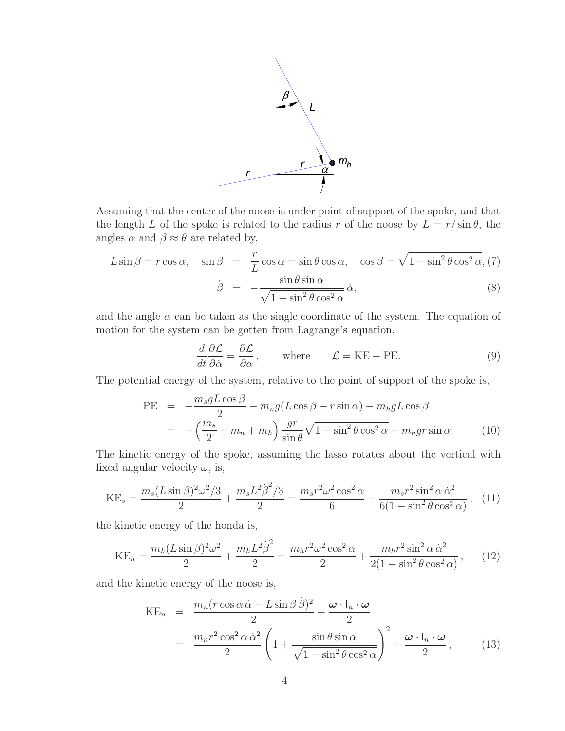Assuming that the center of the noose is under point of support of the spoke, and that the length $L$ of the spoke is related to the radius $r$ of the noose by $L = r/\sin\theta$, the angles $\alpha$ and $\beta \approx \theta$ are related by,

$$L\sin\beta = r\cos\alpha, \quad \sin\beta = \frac{r}{L}\cos\alpha = \sin\theta\cos\alpha, \quad \cos\beta = \sqrt{1-\sin^2\theta\cos^2\alpha}, \tag{7}$$

$$\dot{\beta} = -\frac{\sin\theta\sin\alpha}{\sqrt{1-\sin^2\theta\cos^2\alpha}}\,\dot{\alpha}, \tag{8}$$

and the angle $\alpha$ can be taken as the single coordinate of the system. The equation of motion for the system can be gotten from Lagrange's equation,

$$\frac{d}{dt}\frac{\partial\mathcal{L}}{\partial\dot{\alpha}} = \frac{\partial\mathcal{L}}{\partial\alpha}, \qquad \text{where} \qquad \mathcal{L} = \text{KE} - \text{PE}. \tag{9}$$

The potential energy of the system, relative to the point of support of the spoke is,

$$\begin{aligned}
\text{PE} &= -\frac{m_s g L\cos\beta}{2} - m_n g(L\cos\beta + r\sin\alpha) - m_h g L\cos\beta \\
&= -\left(\frac{m_s}{2} + m_n + m_h\right)\frac{gr}{\sin\theta}\sqrt{1-\sin^2\theta\cos^2\alpha} - m_n g r\sin\alpha.
\end{aligned} \tag{10}$$

The kinetic energy of the spoke, assuming the lasso rotates about the vertical with fixed angular velocity $\omega$, is,

$$\text{KE}_s = \frac{m_s(L\sin\beta)^2\omega^2/3}{2} + \frac{m_s L^2\dot{\beta}^2/3}{2} = \frac{m_s r^2\omega^2\cos^2\alpha}{6} + \frac{m_s r^2\sin^2\alpha\,\dot{\alpha}^2}{6(1-\sin^2\theta\cos^2\alpha)}, \tag{11}$$

the kinetic energy of the honda is,

$$\text{KE}_h = \frac{m_h(L\sin\beta)^2\omega^2}{2} + \frac{m_h L^2\dot{\beta}^2}{2} = \frac{m_h r^2\omega^2\cos^2\alpha}{2} + \frac{m_h r^2\sin^2\alpha\,\dot{\alpha}^2}{2(1-\sin^2\theta\cos^2\alpha)}, \tag{12}$$

and the kinetic energy of the noose is,

$$\begin{aligned}
\text{KE}_n &= \frac{m_n(r\cos\alpha\,\dot{\alpha} - L\sin\beta\,\dot{\beta})^2}{2} + \frac{\boldsymbol{\omega}\cdot\mathsf{I}_n\cdot\boldsymbol{\omega}}{2} \\
&= \frac{m_n r^2\cos^2\alpha\,\dot{\alpha}^2}{2}\left(1 + \frac{\sin\theta\sin\alpha}{\sqrt{1-\sin^2\theta\cos^2\alpha}}\right)^2 + \frac{\boldsymbol{\omega}\cdot\mathsf{I}_n\cdot\boldsymbol{\omega}}{2},
\end{aligned} \tag{13}$$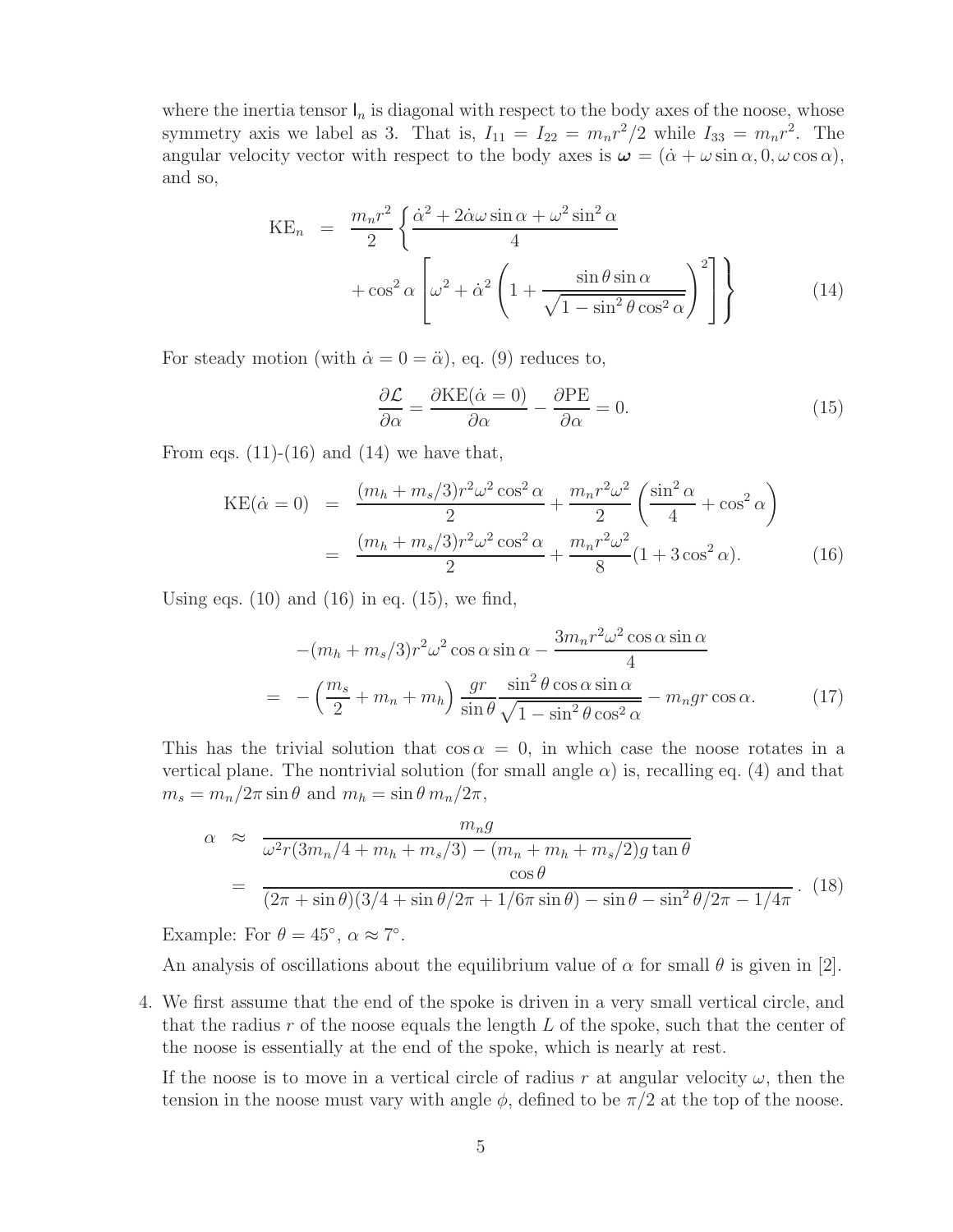where the inertia tensor $\mathsf{I}_n$ is diagonal with respect to the body axes of the noose, whose symmetry axis we label as 3. That is, $I_{11} = I_{22} = m_n r^2/2$ while $I_{33} = m_n r^2$. The angular velocity vector with respect to the body axes is $\boldsymbol{\omega} = (\dot\alpha + \omega \sin\alpha, 0, \omega\cos\alpha)$, and so,

$$
\begin{aligned}
\mathrm{KE}_n &= \frac{m_n r^2}{2} \left\{ \frac{\dot\alpha^2 + 2\dot\alpha\omega\sin\alpha + \omega^2\sin^2\alpha}{4} \right. \\
&\qquad \left. + \cos^2\alpha \left[ \omega^2 + \dot\alpha^2 \left( 1 + \frac{\sin\theta\sin\alpha}{\sqrt{1 - \sin^2\theta\cos^2\alpha}} \right)^2 \right] \right\}
\end{aligned} \tag{14}
$$

For steady motion (with $\dot\alpha = 0 = \ddot\alpha$), eq. (9) reduces to,

$$
\frac{\partial \mathcal{L}}{\partial \alpha} = \frac{\partial \mathrm{KE}(\dot\alpha = 0)}{\partial \alpha} - \frac{\partial \mathrm{PE}}{\partial \alpha} = 0. \tag{15}
$$

From eqs. (11)-(16) and (14) we have that,

$$
\begin{aligned}
\mathrm{KE}(\dot\alpha = 0) &= \frac{(m_h + m_s/3) r^2 \omega^2 \cos^2\alpha}{2} + \frac{m_n r^2 \omega^2}{2} \left( \frac{\sin^2\alpha}{4} + \cos^2\alpha \right) \\
&= \frac{(m_h + m_s/3) r^2 \omega^2 \cos^2\alpha}{2} + \frac{m_n r^2 \omega^2}{8} (1 + 3\cos^2\alpha).
\end{aligned} \tag{16}
$$

Using eqs. (10) and (16) in eq. (15), we find,

$$
\begin{aligned}
& -(m_h + m_s/3) r^2 \omega^2 \cos\alpha \sin\alpha - \frac{3 m_n r^2 \omega^2 \cos\alpha \sin\alpha}{4} \\
&= -\left( \frac{m_s}{2} + m_n + m_h \right) \frac{g r}{\sin\theta} \frac{\sin^2\theta \cos\alpha \sin\alpha}{\sqrt{1 - \sin^2\theta\cos^2\alpha}} - m_n g r \cos\alpha.
\end{aligned} \tag{17}
$$

This has the trivial solution that $\cos\alpha = 0$, in which case the noose rotates in a vertical plane. The nontrivial solution (for small angle $\alpha$) is, recalling eq. (4) and that $m_s = m_n/2\pi \sin\theta$ and $m_h = \sin\theta\, m_n/2\pi$,

$$
\begin{aligned}
\alpha &\approx \frac{m_n g}{\omega^2 r (3m_n/4 + m_h + m_s/3) - (m_n + m_h + m_s/2) g \tan\theta} \\
&= \frac{\cos\theta}{(2\pi + \sin\theta)(3/4 + \sin\theta/2\pi + 1/6\pi\sin\theta) - \sin\theta - \sin^2\theta/2\pi - 1/4\pi}.
\end{aligned} \tag{18}
$$

Example: For $\theta = 45^\circ$, $\alpha \approx 7^\circ$.

An analysis of oscillations about the equilibrium value of $\alpha$ for small $\theta$ is given in [2].

4. We first assume that the end of the spoke is driven in a very small vertical circle, and that the radius $r$ of the noose equals the length $L$ of the spoke, such that the center of the noose is essentially at the end of the spoke, which is nearly at rest.

   If the noose is to move in a vertical circle of radius $r$ at angular velocity $\omega$, then the tension in the noose must vary with angle $\phi$, defined to be $\pi/2$ at the top of the noose.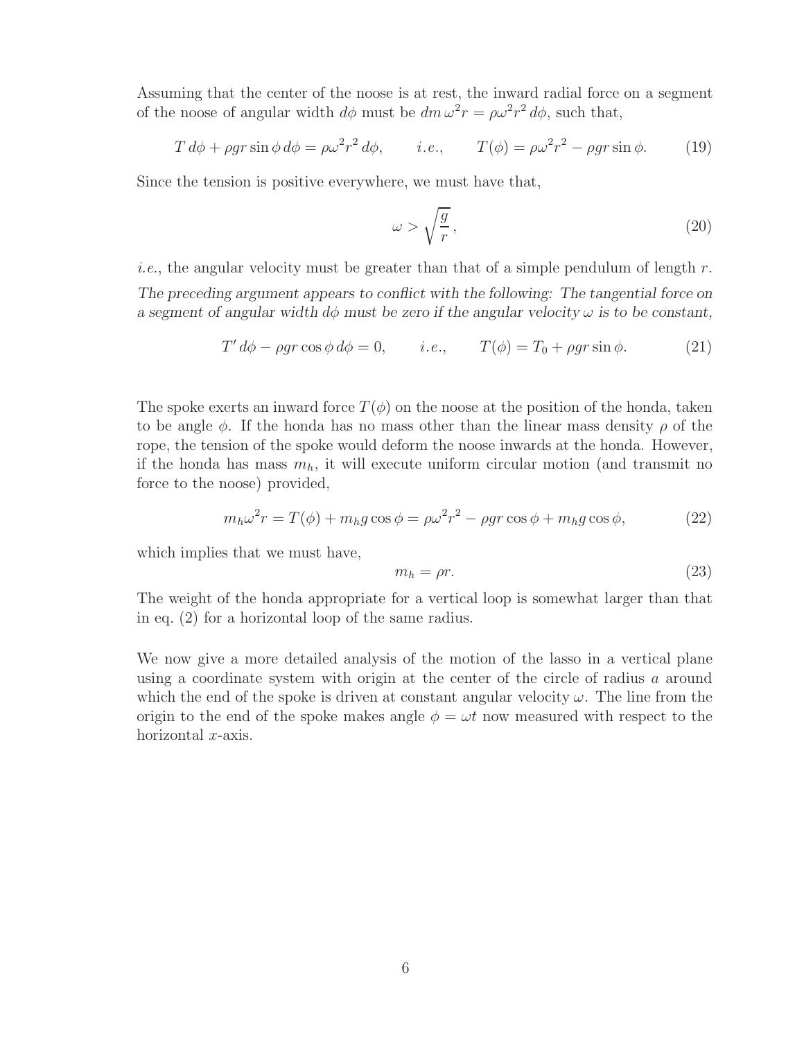Assuming that the center of the noose is at rest, the inward radial force on a segment of the noose of angular width $d\phi$ must be $dm\,\omega^2 r = \rho\omega^2 r^2\,d\phi$, such that,

$$T\,d\phi + \rho g r \sin\phi\,d\phi = \rho\omega^2 r^2\,d\phi, \qquad i.e., \qquad T(\phi) = \rho\omega^2 r^2 - \rho g r \sin\phi. \tag{19}$$

Since the tension is positive everywhere, we must have that,

$$\omega > \sqrt{\frac{g}{r}}, \tag{20}$$

*i.e.*, the angular velocity must be greater than that of a simple pendulum of length $r$.

*The preceding argument appears to conflict with the following: The tangential force on a segment of angular width $d\phi$ must be zero if the angular velocity $\omega$ is to be constant,*

$$T'\,d\phi - \rho g r \cos\phi\,d\phi = 0, \qquad i.e., \qquad T(\phi) = T_0 + \rho g r \sin\phi. \tag{21}$$

The spoke exerts an inward force $T(\phi)$ on the noose at the position of the honda, taken to be angle $\phi$. If the honda has no mass other than the linear mass density $\rho$ of the rope, the tension of the spoke would deform the noose inwards at the honda. However, if the honda has mass $m_h$, it will execute uniform circular motion (and transmit no force to the noose) provided,

$$m_h\omega^2 r = T(\phi) + m_h g \cos\phi = \rho\omega^2 r^2 - \rho g r \cos\phi + m_h g \cos\phi, \tag{22}$$

which implies that we must have,

$$m_h = \rho r. \tag{23}$$

The weight of the honda appropriate for a vertical loop is somewhat larger than that in eq. (2) for a horizontal loop of the same radius.

We now give a more detailed analysis of the motion of the lasso in a vertical plane using a coordinate system with origin at the center of the circle of radius $a$ around which the end of the spoke is driven at constant angular velocity $\omega$. The line from the origin to the end of the spoke makes angle $\phi = \omega t$ now measured with respect to the horizontal $x$-axis.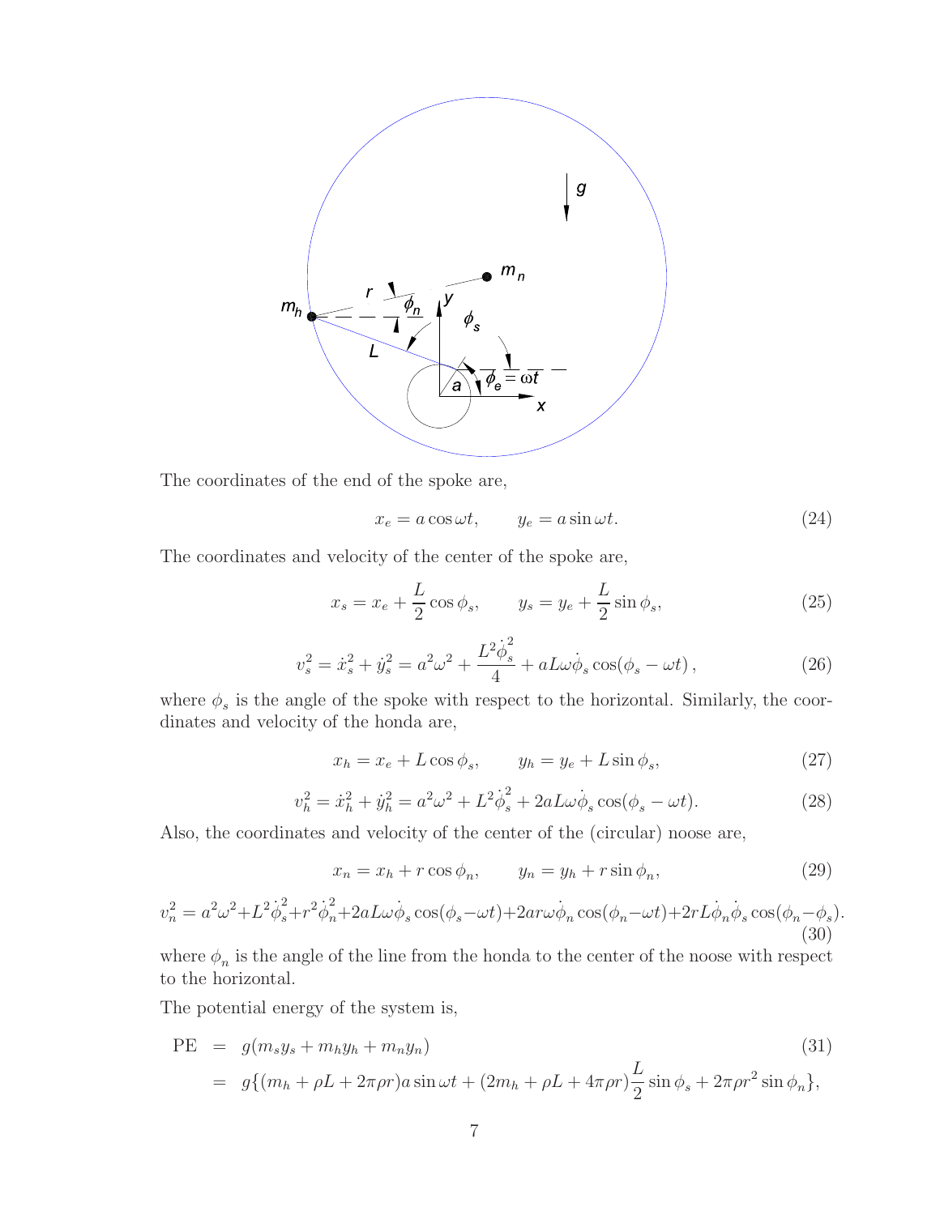The coordinates of the end of the spoke are,

$$x_e = a\cos\omega t, \qquad y_e = a\sin\omega t. \tag{24}$$

The coordinates and velocity of the center of the spoke are,

$$x_s = x_e + \frac{L}{2}\cos\phi_s, \qquad y_s = y_e + \frac{L}{2}\sin\phi_s, \tag{25}$$

$$v_s^2 = \dot{x}_s^2 + \dot{y}_s^2 = a^2\omega^2 + \frac{L^2\dot{\phi}_s^2}{4} + aL\omega\dot{\phi}_s\cos(\phi_s - \omega t)\,, \tag{26}$$

where $\phi_s$ is the angle of the spoke with respect to the horizontal. Similarly, the coordinates and velocity of the honda are,

$$x_h = x_e + L\cos\phi_s, \qquad y_h = y_e + L\sin\phi_s, \tag{27}$$

$$v_h^2 = \dot{x}_h^2 + \dot{y}_h^2 = a^2\omega^2 + L^2\dot{\phi}_s^2 + 2aL\omega\dot{\phi}_s\cos(\phi_s - \omega t). \tag{28}$$

Also, the coordinates and velocity of the center of the (circular) noose are,

$$x_n = x_h + r\cos\phi_n, \qquad y_n = y_h + r\sin\phi_n, \tag{29}$$

$$v_n^2 = a^2\omega^2 + L^2\dot{\phi}_s^2 + r^2\dot{\phi}_n^2 + 2aL\omega\dot{\phi}_s\cos(\phi_s - \omega t) + 2ar\omega\dot{\phi}_n\cos(\phi_n - \omega t) + 2rL\dot{\phi}_n\dot{\phi}_s\cos(\phi_n - \phi_s). \tag{30}$$

where $\phi_n$ is the angle of the line from the honda to the center of the noose with respect to the horizontal.

The potential energy of the system is,

$$\begin{aligned}
\text{PE} &= g(m_s y_s + m_h y_h + m_n y_n) \qquad (31)\\
&= g\{(m_h + \rho L + 2\pi\rho r)a\sin\omega t + (2m_h + \rho L + 4\pi\rho r)\frac{L}{2}\sin\phi_s + 2\pi\rho r^2\sin\phi_n\},
\end{aligned}$$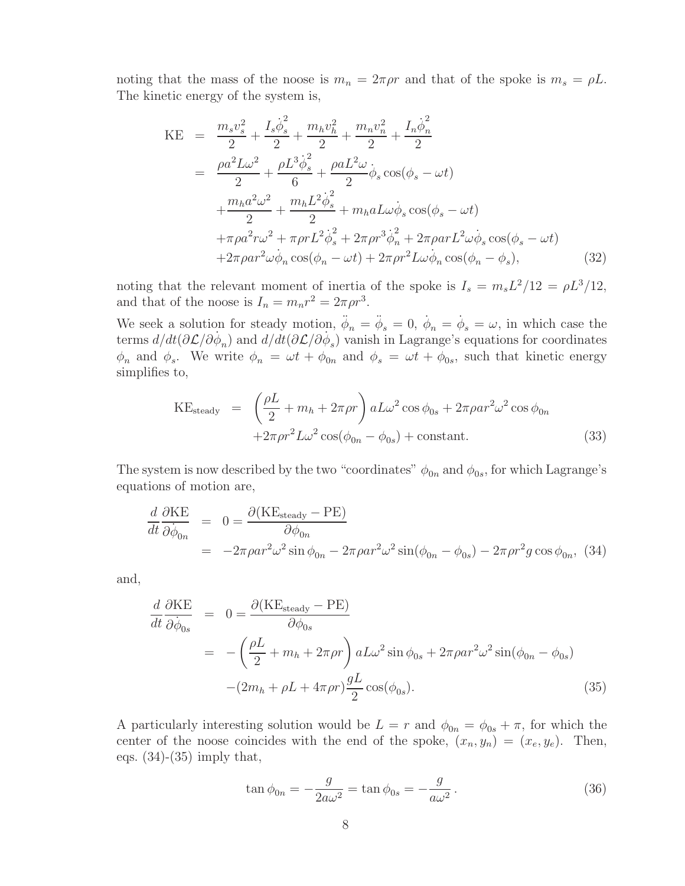noting that the mass of the noose is $m_n = 2\pi\rho r$ and that of the spoke is $m_s = \rho L$. The kinetic energy of the system is,

$$
\begin{aligned}
\text{KE} &= \frac{m_s v_s^2}{2} + \frac{I_s \dot{\phi}_s^2}{2} + \frac{m_h v_h^2}{2} + \frac{m_n v_n^2}{2} + \frac{I_n \dot{\phi}_n^2}{2} \\
&= \frac{\rho a^2 L \omega^2}{2} + \frac{\rho L^3 \dot{\phi}_s^2}{6} + \frac{\rho a L^2 \omega}{2} \dot{\phi}_s \cos(\phi_s - \omega t) \\
&\quad + \frac{m_h a^2 \omega^2}{2} + \frac{m_h L^2 \dot{\phi}_s^2}{2} + m_h a L \omega \dot{\phi}_s \cos(\phi_s - \omega t) \\
&\quad + \pi \rho a^2 r \omega^2 + \pi \rho r L^2 \dot{\phi}_s^2 + 2\pi \rho r^3 \dot{\phi}_n^2 + 2\pi \rho a r L^2 \omega \dot{\phi}_s \cos(\phi_s - \omega t) \\
&\quad + 2\pi \rho a r^2 \omega \dot{\phi}_n \cos(\phi_n - \omega t) + 2\pi \rho r^2 L \omega \dot{\phi}_n \cos(\phi_n - \phi_s),
\end{aligned}
\tag{32}
$$

noting that the relevant moment of inertia of the spoke is $I_s = m_s L^2/12 = \rho L^3/12$, and that of the noose is $I_n = m_n r^2 = 2\pi \rho r^3$.

We seek a solution for steady motion, $\ddot{\phi}_n = \ddot{\phi}_s = 0$, $\dot{\phi}_n = \dot{\phi}_s = \omega$, in which case the terms $d/dt(\partial \mathcal{L}/\partial \dot{\phi}_n)$ and $d/dt(\partial \mathcal{L}/\partial \dot{\phi}_s)$ vanish in Lagrange's equations for coordinates $\phi_n$ and $\phi_s$. We write $\phi_n = \omega t + \phi_{0n}$ and $\phi_s = \omega t + \phi_{0s}$, such that kinetic energy simplifies to,

$$
\begin{aligned}
\text{KE}_{\text{steady}} &= \left( \frac{\rho L}{2} + m_h + 2\pi \rho r \right) a L \omega^2 \cos\phi_{0s} + 2\pi \rho a r^2 \omega^2 \cos\phi_{0n} \\
&\quad + 2\pi \rho r^2 L \omega^2 \cos(\phi_{0n} - \phi_{0s}) + \text{constant}.
\end{aligned}
\tag{33}
$$

The system is now described by the two "coordinates" $\phi_{0n}$ and $\phi_{0s}$, for which Lagrange's equations of motion are,

$$
\begin{aligned}
\frac{d}{dt} \frac{\partial \text{KE}}{\partial \dot{\phi}_{0n}} &= 0 = \frac{\partial (\text{KE}_{\text{steady}} - \text{PE})}{\partial \phi_{0n}} \\
&= -2\pi \rho a r^2 \omega^2 \sin\phi_{0n} - 2\pi \rho a r^2 \omega^2 \sin(\phi_{0n} - \phi_{0s}) - 2\pi \rho r^2 g \cos\phi_{0n},
\end{aligned}
\tag{34}
$$

and,

$$
\begin{aligned}
\frac{d}{dt} \frac{\partial \text{KE}}{\partial \dot{\phi}_{0s}} &= 0 = \frac{\partial (\text{KE}_{\text{steady}} - \text{PE})}{\partial \phi_{0s}} \\
&= -\left( \frac{\rho L}{2} + m_h + 2\pi \rho r \right) a L \omega^2 \sin\phi_{0s} + 2\pi \rho a r^2 \omega^2 \sin(\phi_{0n} - \phi_{0s}) \\
&\quad - (2m_h + \rho L + 4\pi \rho r) \frac{gL}{2} \cos(\phi_{0s}).
\end{aligned}
\tag{35}
$$

A particularly interesting solution would be $L = r$ and $\phi_{0n} = \phi_{0s} + \pi$, for which the center of the noose coincides with the end of the spoke, $(x_n, y_n) = (x_e, y_e)$. Then, eqs. (34)-(35) imply that,

$$
\tan\phi_{0n} = -\frac{g}{2a\omega^2} = \tan\phi_{0s} = -\frac{g}{a\omega^2}\,.
\tag{36}
$$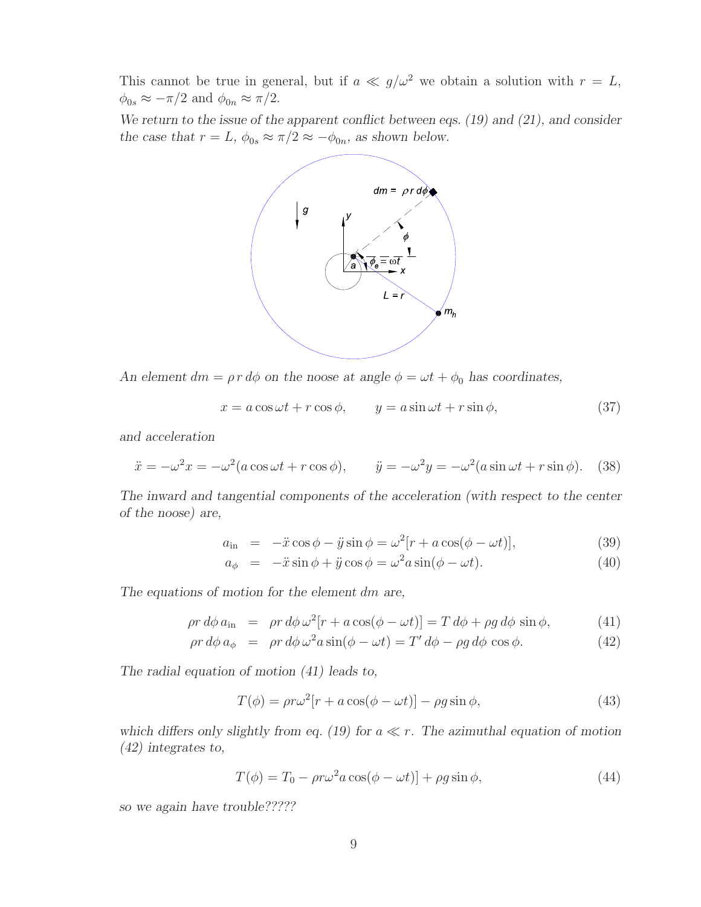This cannot be true in general, but if $a \ll g/\omega^2$ we obtain a solution with $r = L$, $\phi_{0s} \approx -\pi/2$ and $\phi_{0n} \approx \pi/2$.

*We return to the issue of the apparent conflict between eqs. (19) and (21), and consider the case that $r = L$, $\phi_{0s} \approx \pi/2 \approx -\phi_{0n}$, as shown below.*

*An element $dm = \rho\, r\, d\phi$ on the noose at angle $\phi = \omega t + \phi_0$ has coordinates,*

$$x = a \cos \omega t + r \cos \phi, \qquad y = a \sin \omega t + r \sin \phi, \tag{37}$$

*and acceleration*

$$\ddot{x} = -\omega^2 x = -\omega^2 (a \cos \omega t + r \cos \phi), \qquad \ddot{y} = -\omega^2 y = -\omega^2 (a \sin \omega t + r \sin \phi). \tag{38}$$

*The inward and tangential components of the acceleration (with respect to the center of the noose) are,*

$$a_{\rm in} = -\ddot{x} \cos \phi - \ddot{y} \sin \phi = \omega^2 [r + a \cos(\phi - \omega t)], \tag{39}$$

$$a_\phi = -\ddot{x} \sin \phi + \ddot{y} \cos \phi = \omega^2 a \sin(\phi - \omega t). \tag{40}$$

*The equations of motion for the element $dm$ are,*

$$\rho r\, d\phi\, a_{\rm in} = \rho r\, d\phi\, \omega^2 [r + a \cos(\phi - \omega t)] = T\, d\phi + \rho g\, d\phi\, \sin \phi, \tag{41}$$

$$\rho r\, d\phi\, a_\phi = \rho r\, d\phi\, \omega^2 a \sin(\phi - \omega t) = T'\, d\phi - \rho g\, d\phi\, \cos \phi. \tag{42}$$

*The radial equation of motion (41) leads to,*

$$T(\phi) = \rho r \omega^2 [r + a \cos(\phi - \omega t)] - \rho g \sin \phi, \tag{43}$$

*which differs only slightly from eq. (19) for $a \ll r$. The azimuthal equation of motion (42) integrates to,*

$$T(\phi) = T_0 - \rho r \omega^2 a \cos(\phi - \omega t)] + \rho g \sin \phi, \tag{44}$$

*so we again have trouble?????*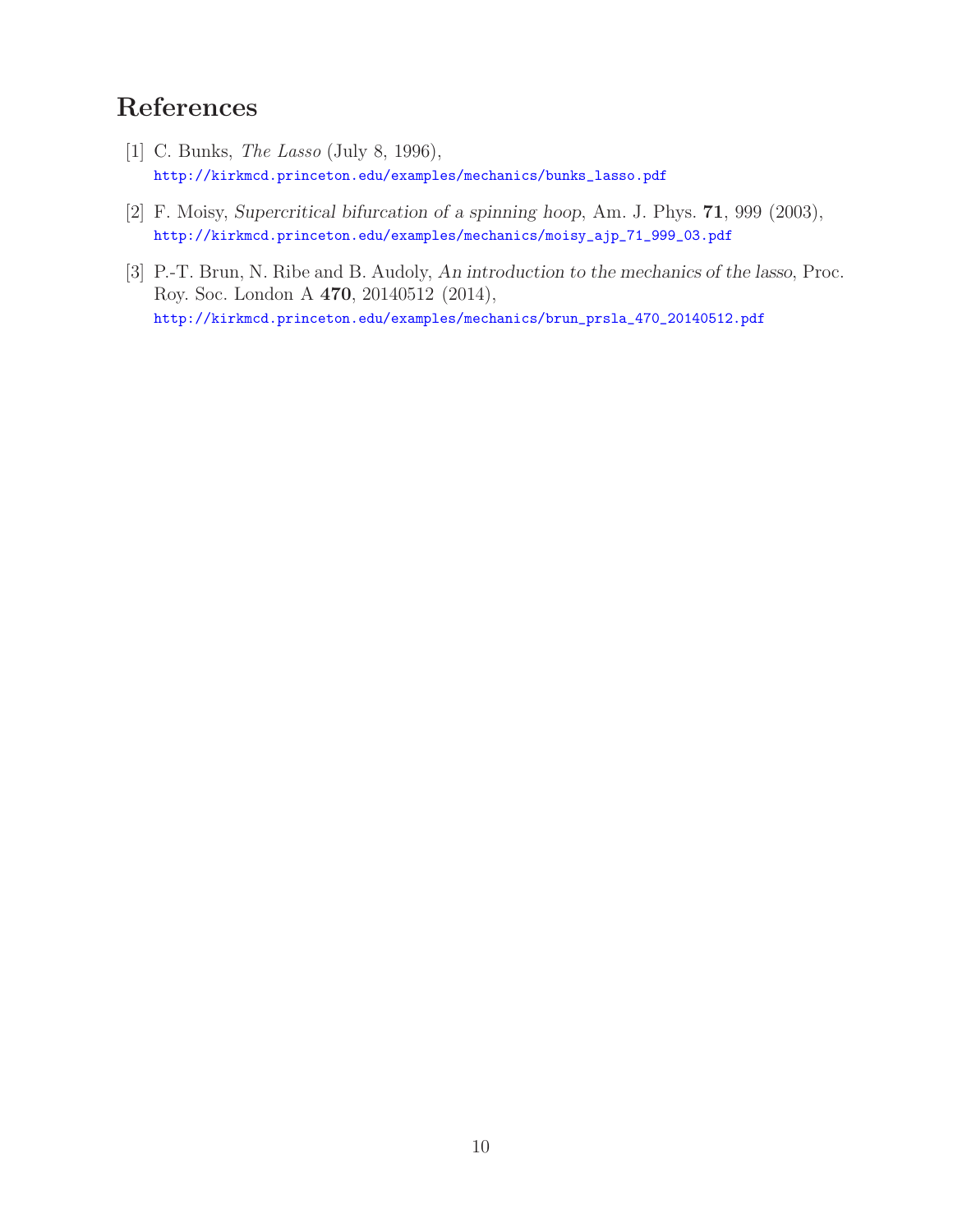# References

[1] C. Bunks, *The Lasso* (July 8, 1996),
http://kirkmcd.princeton.edu/examples/mechanics/bunks_lasso.pdf

[2] F. Moisy, *Supercritical bifurcation of a spinning hoop*, Am. J. Phys. **71**, 999 (2003),
http://kirkmcd.princeton.edu/examples/mechanics/moisy_ajp_71_999_03.pdf

[3] P.-T. Brun, N. Ribe and B. Audoly, *An introduction to the mechanics of the lasso*, Proc. Roy. Soc. London A **470**, 20140512 (2014),
http://kirkmcd.princeton.edu/examples/mechanics/brun_prsla_470_20140512.pdf